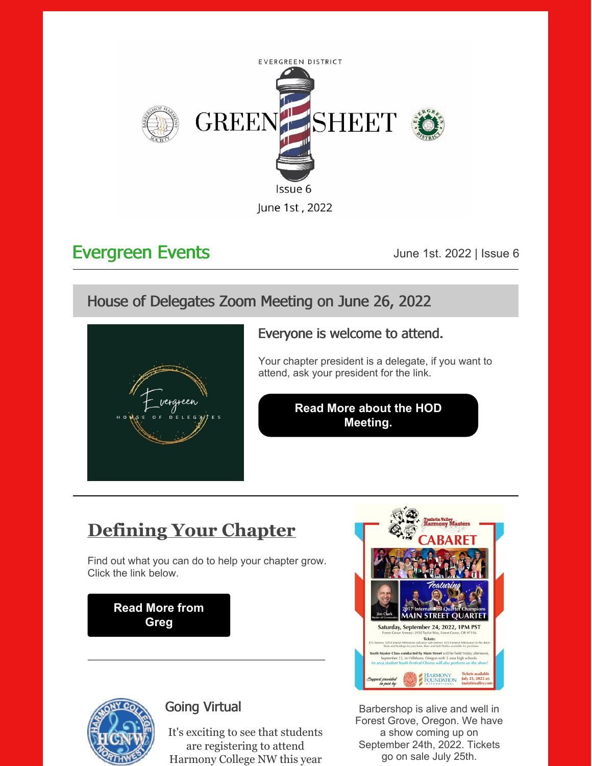EVERGREEN DISTRICT

# GREEN SHEET

Issue 6

June 1st , 2022

## Evergreen Events

June 1st. 2022 | Issue 6

### House of Delegates Zoom Meeting on June 26, 2022

**Everyone is welcome to attend.**

Your chapter president is a delegate, if you want to attend, ask your president for the link.

**Read More about the HOD Meeting.**

## Defining Your Chapter

Find out what you can do to help your chapter grow. Click the link below.

**Read More from Greg**

### Going Virtual

It's exciting to see that students are registering to attend Harmony College NW this year

Barbershop is alive and well in Forest Grove, Oregon. We have a show coming up on September 24th, 2022. Tickets go on sale July 25th.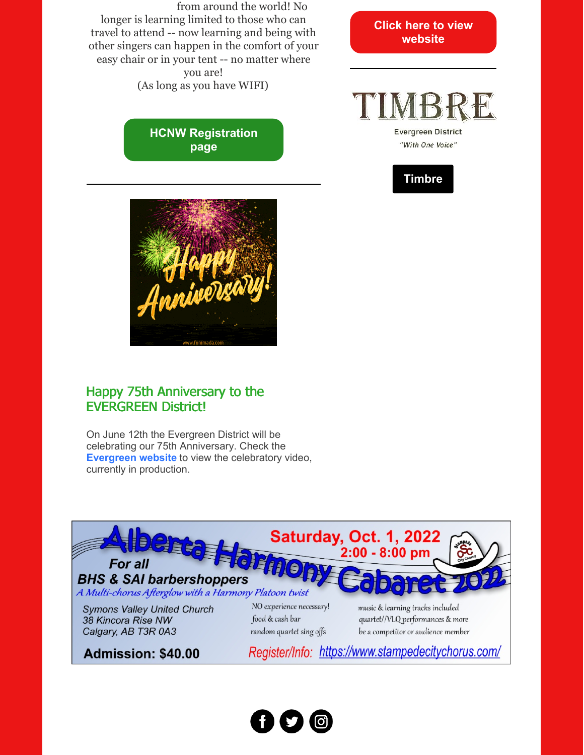from around the world! No longer is learning limited to those who can travel to attend -- now learning and being with other singers can happen in the comfort of your easy chair or in your tent -- no matter where you are!
(As long as you have WIFI)

**HCNW Registration page**

**Click here to view website**

TIMBRE

Evergreen District

*"With One Voice"*

**Timbre**

Happy Anniversary!

## Happy 75th Anniversary to the EVERGREEN District!

On June 12th the Evergreen District will be celebrating our 75th Anniversary. Check the **Evergreen website** to view the celebratory video, currently in production.

# Alberta Harmony Cabaret 2022

**Saturday, Oct. 1, 2022**
**2:00 - 8:00 pm**

**For all BHS & SAI barbershoppers**

*A Multi-chorus Afterglow with a Harmony Platoon twist*

Symons Valley United Church
38 Kincora Rise NW
Calgary, AB T3R 0A3

NO experience necessary!
food & cash bar
random quartet sing offs

music & learning tracks included
quartet//VLQ performances & more
be a competitor or audience member

**Admission: $40.00**

Register/Info: https://www.stampedecitychorus.com/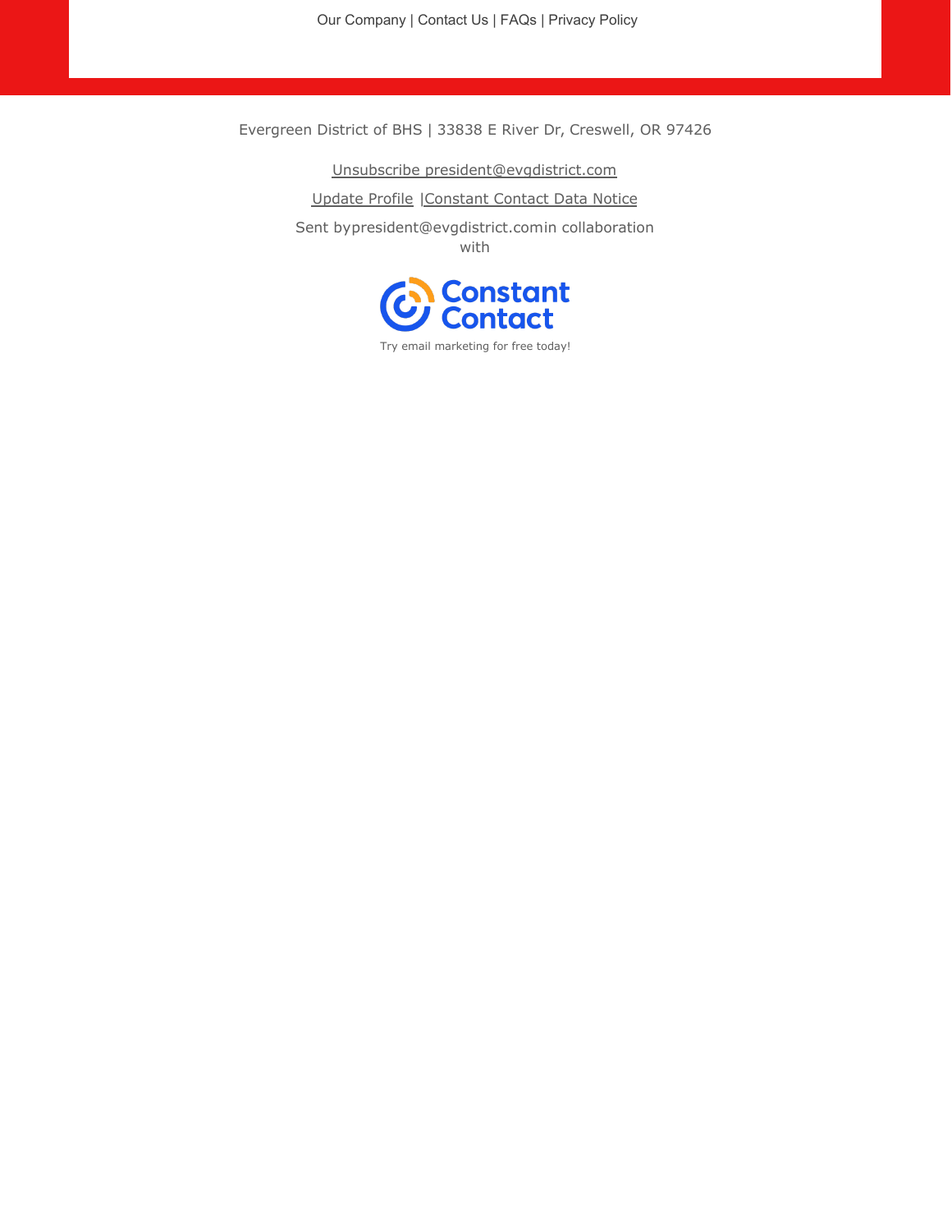Our Company | Contact Us | FAQs | Privacy Policy

Evergreen District of BHS | 33838 E River Dr, Creswell, OR 97426

Unsubscribe president@evgdistrict.com

Update Profile |Constant Contact Data Notice

Sent bypresident@evgdistrict.comin collaboration with

Constant Contact

Try email marketing for free today!